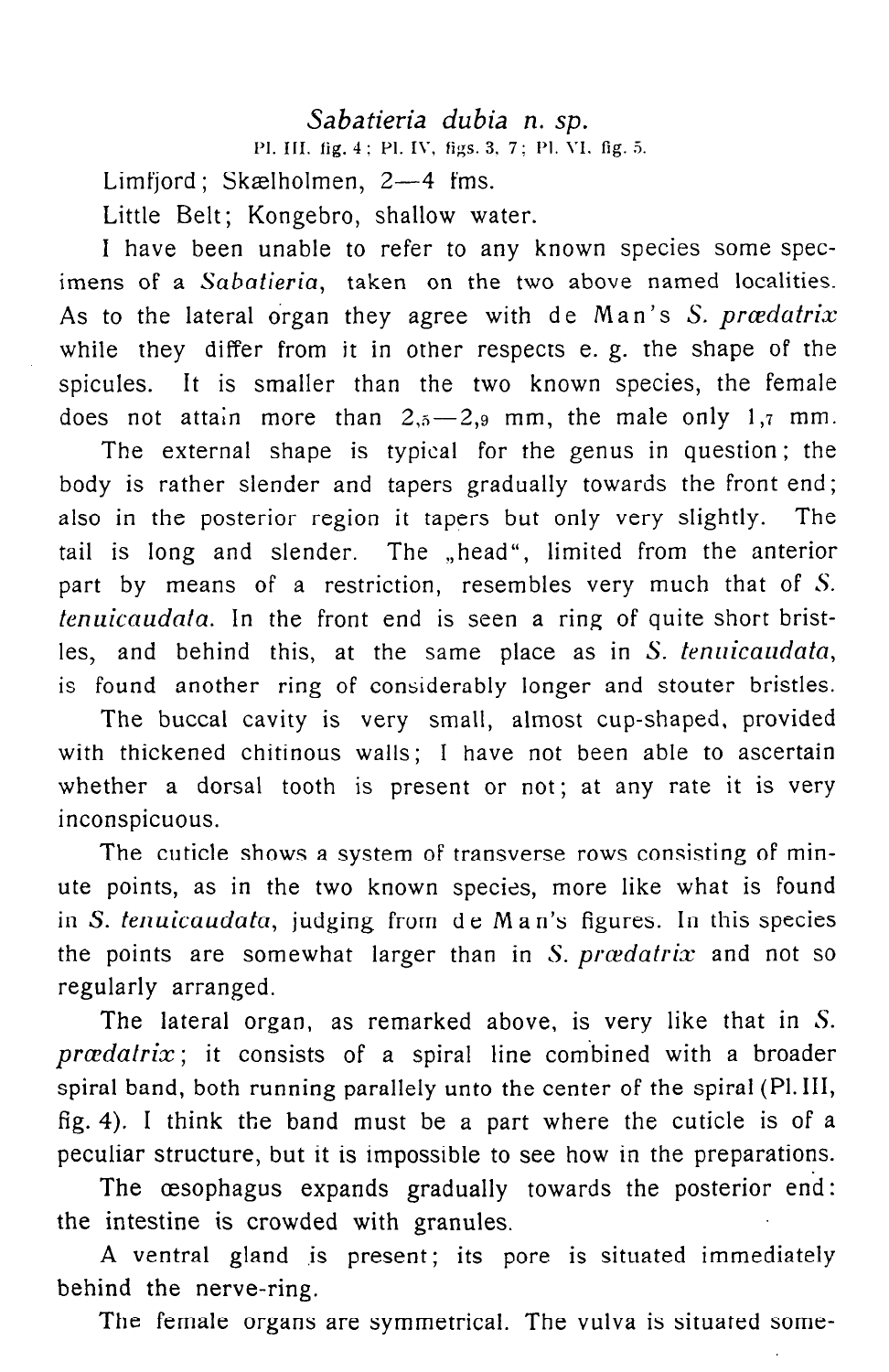### *Sabatieria dubia* n. sp.

Pl. III. fig. 4; Pl. IV, figs. 3, 7; Pl. VI. fig. 5.

Limfjord; Skælholmen, 2—4 fms.

Little Belt; Kongebro, shallow water.

I have been unable to refer to any known species some specimens of a *Sabatieria*, taken on the two above named localities. As to the lateral organ they agree with de Man's *S. prædatrix* while they differ from it in other respects e. g. the shape of the spicules. It is smaller than the two known species, the female does not attain more than 2,5—2,9 mm, the male only 1,7 mm.

The external shape is typical for the genus in question; the body is rather slender and tapers gradually towards the front end; also in the posterior region it tapers but only very slightly. The tail is long and slender. The „head", limited from the anterior part by means of a restriction, resembles very much that of *S. tenuicaudata*. In the front end is seen a ring of quite short bristles, and behind this, at the same place as in *S. tenuicaudata*, is found another ring of considerably longer and stouter bristles.

The buccal cavity is very small, almost cup-shaped, provided with thickened chitinous walls; I have not been able to ascertain whether a dorsal tooth is present or not; at any rate it is very inconspicuous.

The cuticle shows a system of transverse rows consisting of minute points, as in the two known species, more like what is found in *S. tenuicaudata*, judging from de Man's figures. In this species the points are somewhat larger than in *S. prædatrix* and not so regularly arranged.

The lateral organ, as remarked above, is very like that in *S. prædatrix*; it consists of a spiral line combined with a broader spiral band, both running parallely unto the center of the spiral (Pl. III, fig. 4). I think the band must be a part where the cuticle is of a peculiar structure, but it is impossible to see how in the preparations.

The œsophagus expands gradually towards the posterior end: the intestine is crowded with granules.

A ventral gland is present; its pore is situated immediately behind the nerve-ring.

The female organs are symmetrical. The vulva is situated some-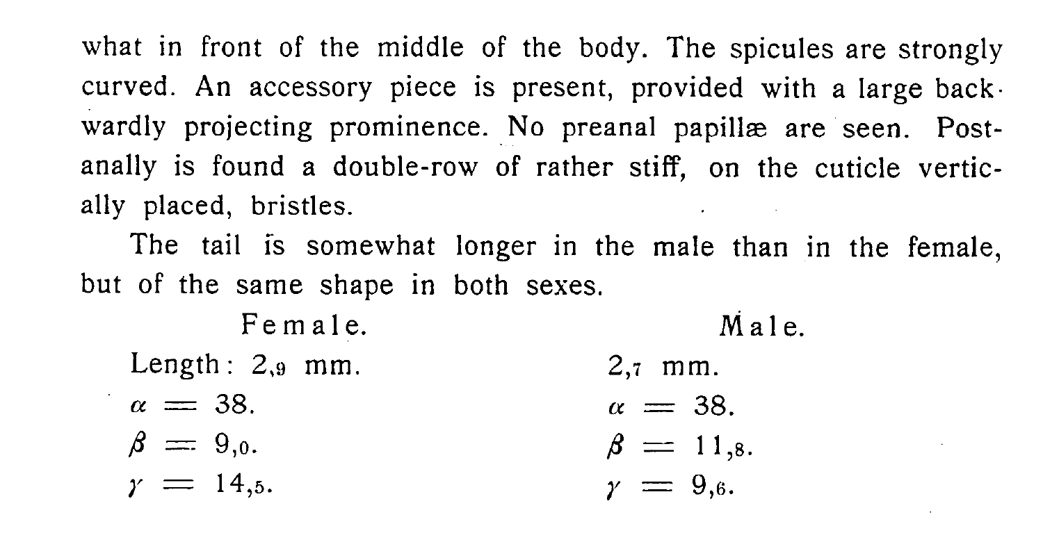what in front of the middle of the body. The spicules are strongly curved. An accessory piece is present, provided with a large backwardly projecting prominence. No preanal papillæ are seen. Postanally is found a double-row of rather stiff, on the cuticle vertically placed, bristles.

The tail is somewhat longer in the male than in the female, but of the same shape in both sexes.

| Female. | Male. |
| --- | --- |
| Length: 2,9 mm. | 2,7 mm. |
| $\alpha$ = 38. | $\alpha$ = 38. |
| $\beta$ = 9,0. | $\beta$ = 11,8. |
| $\gamma$ = 14,5. | $\gamma$ = 9,6. |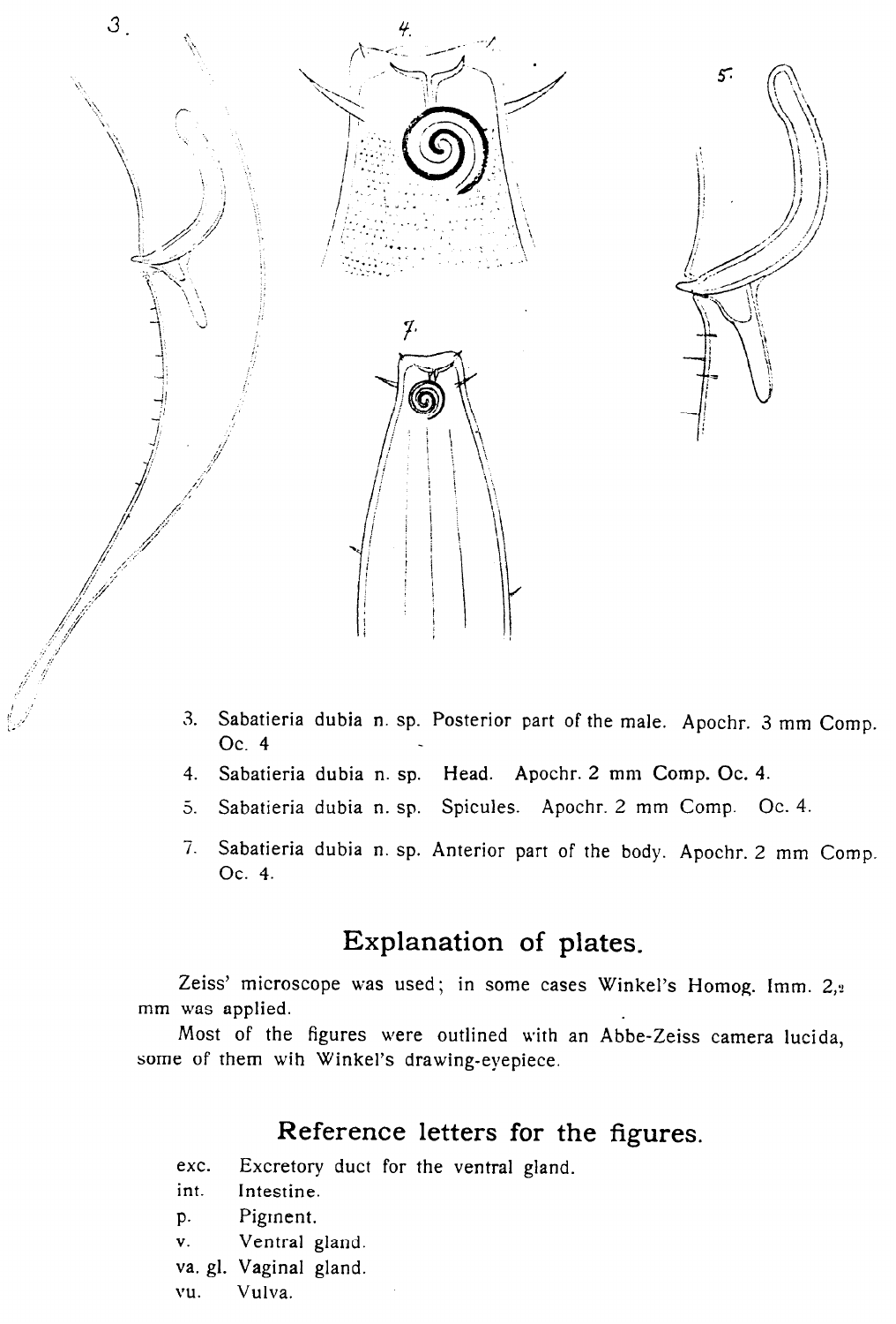3. Sabatieria dubia n. sp. Posterior part of the male. Apochr. 3 mm Comp. Oc. 4
4. Sabatieria dubia n. sp. Head. Apochr. 2 mm Comp. Oc. 4.
5. Sabatieria dubia n. sp. Spicules. Apochr. 2 mm Comp. Oc. 4.
7. Sabatieria dubia n. sp. Anterior part of the body. Apochr. 2 mm Comp. Oc. 4.

## Explanation of plates.

Zeiss' microscope was used; in some cases Winkel's Homog. Imm. 2,2 mm was applied.

Most of the figures were outlined with an Abbe-Zeiss camera lucida, some of them wih Winkel's drawing-eyepiece.

## Reference letters for the figures.

exc. Excretory duct for the ventral gland.
int. Intestine.
p. Pigment.
v. Ventral gland.
va. gl. Vaginal gland.
vu. Vulva.